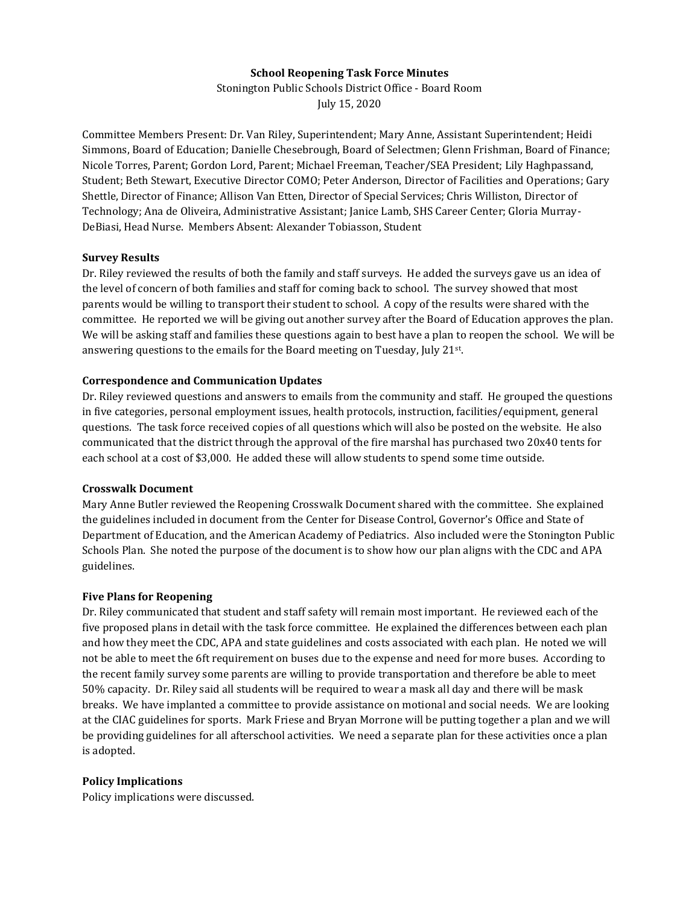**School Reopening Task Force Minutes**

Stonington Public Schools District Office - Board Room

July 15, 2020

Committee Members Present: Dr. Van Riley, Superintendent; Mary Anne, Assistant Superintendent; Heidi Simmons, Board of Education; Danielle Chesebrough, Board of Selectmen; Glenn Frishman, Board of Finance; Nicole Torres, Parent; Gordon Lord, Parent; Michael Freeman, Teacher/SEA President; Lily Haghpassand, Student; Beth Stewart, Executive Director COMO; Peter Anderson, Director of Facilities and Operations; Gary Shettle, Director of Finance; Allison Van Etten, Director of Special Services; Chris Williston, Director of Technology; Ana de Oliveira, Administrative Assistant; Janice Lamb, SHS Career Center; Gloria Murray-DeBiasi, Head Nurse. Members Absent: Alexander Tobiasson, Student

**Survey Results**

Dr. Riley reviewed the results of both the family and staff surveys. He added the surveys gave us an idea of the level of concern of both families and staff for coming back to school. The survey showed that most parents would be willing to transport their student to school. A copy of the results were shared with the committee. He reported we will be giving out another survey after the Board of Education approves the plan. We will be asking staff and families these questions again to best have a plan to reopen the school. We will be answering questions to the emails for the Board meeting on Tuesday, July 21st.

**Correspondence and Communication Updates**

Dr. Riley reviewed questions and answers to emails from the community and staff. He grouped the questions in five categories, personal employment issues, health protocols, instruction, facilities/equipment, general questions. The task force received copies of all questions which will also be posted on the website. He also communicated that the district through the approval of the fire marshal has purchased two 20x40 tents for each school at a cost of $3,000. He added these will allow students to spend some time outside.

**Crosswalk Document**

Mary Anne Butler reviewed the Reopening Crosswalk Document shared with the committee. She explained the guidelines included in document from the Center for Disease Control, Governor's Office and State of Department of Education, and the American Academy of Pediatrics. Also included were the Stonington Public Schools Plan. She noted the purpose of the document is to show how our plan aligns with the CDC and APA guidelines.

**Five Plans for Reopening**

Dr. Riley communicated that student and staff safety will remain most important. He reviewed each of the five proposed plans in detail with the task force committee. He explained the differences between each plan and how they meet the CDC, APA and state guidelines and costs associated with each plan. He noted we will not be able to meet the 6ft requirement on buses due to the expense and need for more buses. According to the recent family survey some parents are willing to provide transportation and therefore be able to meet 50% capacity. Dr. Riley said all students will be required to wear a mask all day and there will be mask breaks. We have implanted a committee to provide assistance on motional and social needs. We are looking at the CIAC guidelines for sports. Mark Friese and Bryan Morrone will be putting together a plan and we will be providing guidelines for all afterschool activities. We need a separate plan for these activities once a plan is adopted.

**Policy Implications**

Policy implications were discussed.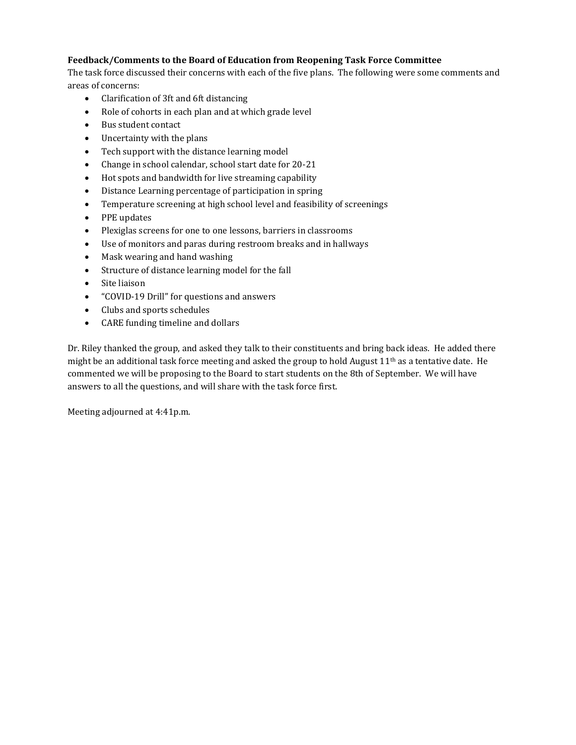**Feedback/Comments to the Board of Education from Reopening Task Force Committee**

The task force discussed their concerns with each of the five plans. The following were some comments and areas of concerns:

- Clarification of 3ft and 6ft distancing
- Role of cohorts in each plan and at which grade level
- Bus student contact
- Uncertainty with the plans
- Tech support with the distance learning model
- Change in school calendar, school start date for 20-21
- Hot spots and bandwidth for live streaming capability
- Distance Learning percentage of participation in spring
- Temperature screening at high school level and feasibility of screenings
- PPE updates
- Plexiglas screens for one to one lessons, barriers in classrooms
- Use of monitors and paras during restroom breaks and in hallways
- Mask wearing and hand washing
- Structure of distance learning model for the fall
- Site liaison
- "COVID-19 Drill" for questions and answers
- Clubs and sports schedules
- CARE funding timeline and dollars

Dr. Riley thanked the group, and asked they talk to their constituents and bring back ideas. He added there might be an additional task force meeting and asked the group to hold August 11th as a tentative date. He commented we will be proposing to the Board to start students on the 8th of September. We will have answers to all the questions, and will share with the task force first.

Meeting adjourned at 4:41p.m.